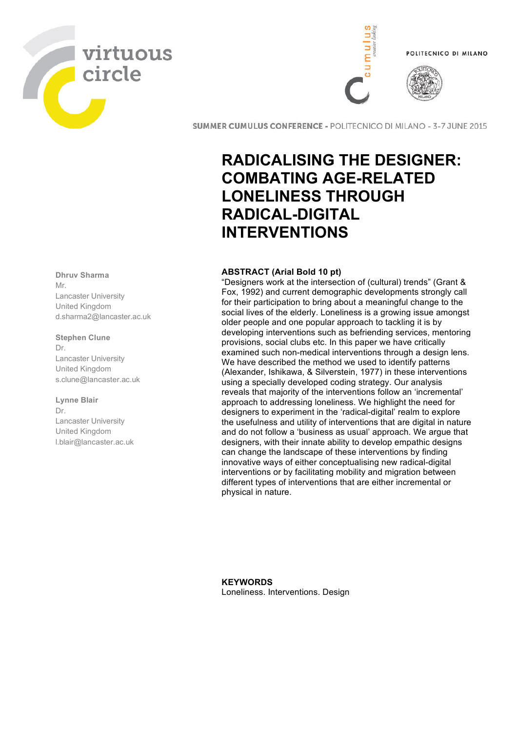SUMMER CUMULUS CONFERENCE - POLITECNICO DI MILANO - 3-7 JUNE 2015

# RADICALISING THE DESIGNER: COMBATING AGE-RELATED LONELINESS THROUGH RADICAL-DIGITAL INTERVENTIONS

**Dhruv Sharma**
Mr.
Lancaster University
United Kingdom
d.sharma2@lancaster.ac.uk

**Stephen Clune**
Dr.
Lancaster University
United Kingdom
s.clune@lancaster.ac.uk

**Lynne Blair**
Dr.
Lancaster University
United Kingdom
l.blair@lancaster.ac.uk

## ABSTRACT (Arial Bold 10 pt)

"Designers work at the intersection of (cultural) trends" (Grant & Fox, 1992) and current demographic developments strongly call for their participation to bring about a meaningful change to the social lives of the elderly. Loneliness is a growing issue amongst older people and one popular approach to tackling it is by developing interventions such as befriending services, mentoring provisions, social clubs etc. In this paper we have critically examined such non-medical interventions through a design lens. We have described the method we used to identify patterns (Alexander, Ishikawa, & Silverstein, 1977) in these interventions using a specially developed coding strategy. Our analysis reveals that majority of the interventions follow an 'incremental' approach to addressing loneliness. We highlight the need for designers to experiment in the 'radical-digital' realm to explore the usefulness and utility of interventions that are digital in nature and do not follow a 'business as usual' approach. We argue that designers, with their innate ability to develop empathic designs can change the landscape of these interventions by finding innovative ways of either conceptualising new radical-digital interventions or by facilitating mobility and migration between different types of interventions that are either incremental or physical in nature.

**KEYWORDS**
Loneliness. Interventions. Design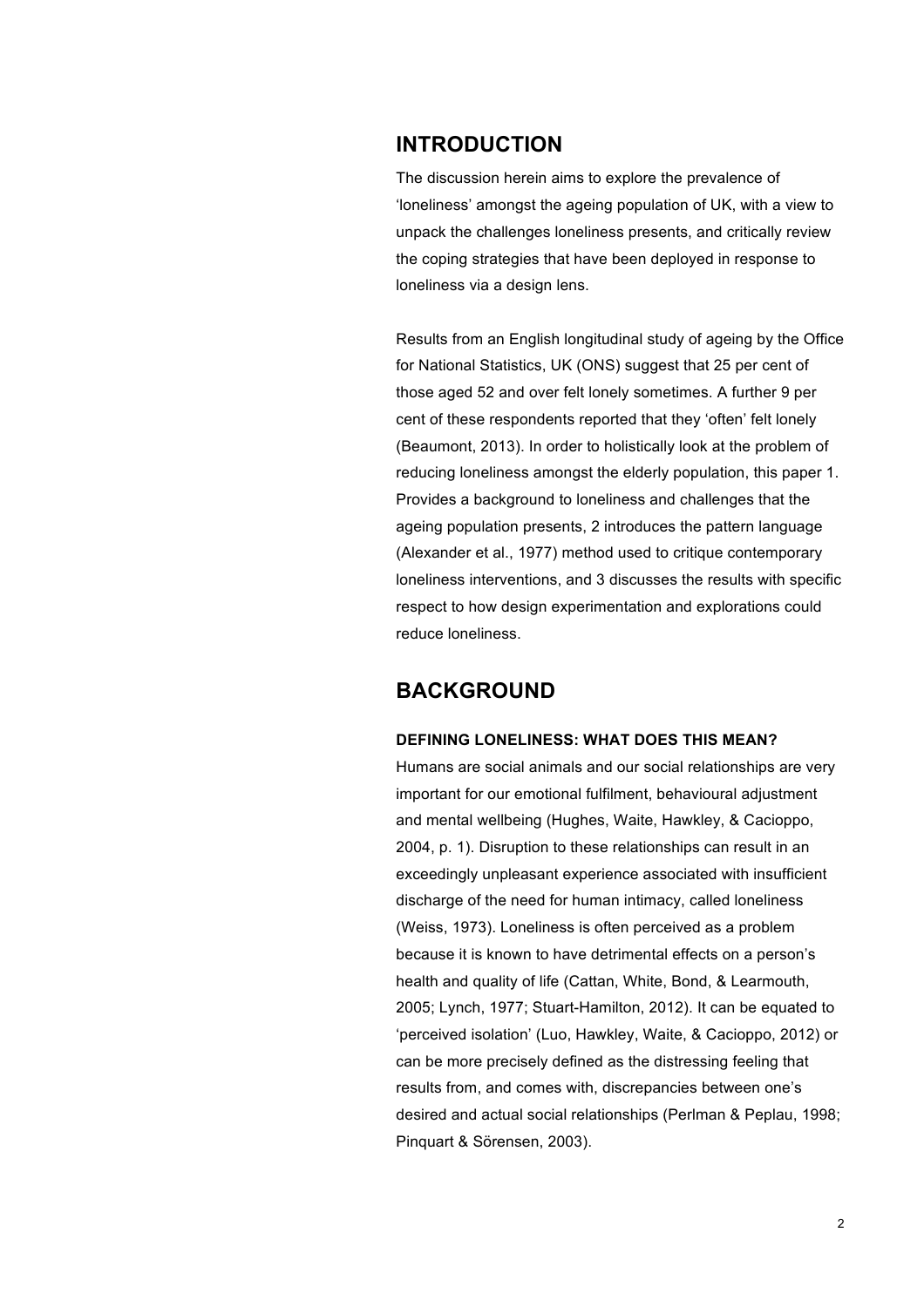## INTRODUCTION

The discussion herein aims to explore the prevalence of 'loneliness' amongst the ageing population of UK, with a view to unpack the challenges loneliness presents, and critically review the coping strategies that have been deployed in response to loneliness via a design lens.

Results from an English longitudinal study of ageing by the Office for National Statistics, UK (ONS) suggest that 25 per cent of those aged 52 and over felt lonely sometimes. A further 9 per cent of these respondents reported that they 'often' felt lonely (Beaumont, 2013). In order to holistically look at the problem of reducing loneliness amongst the elderly population, this paper 1. Provides a background to loneliness and challenges that the ageing population presents, 2 introduces the pattern language (Alexander et al., 1977) method used to critique contemporary loneliness interventions, and 3 discusses the results with specific respect to how design experimentation and explorations could reduce loneliness.

## BACKGROUND

### DEFINING LONELINESS: WHAT DOES THIS MEAN?

Humans are social animals and our social relationships are very important for our emotional fulfilment, behavioural adjustment and mental wellbeing (Hughes, Waite, Hawkley, & Cacioppo, 2004, p. 1). Disruption to these relationships can result in an exceedingly unpleasant experience associated with insufficient discharge of the need for human intimacy, called loneliness (Weiss, 1973). Loneliness is often perceived as a problem because it is known to have detrimental effects on a person's health and quality of life (Cattan, White, Bond, & Learmouth, 2005; Lynch, 1977; Stuart-Hamilton, 2012). It can be equated to 'perceived isolation' (Luo, Hawkley, Waite, & Cacioppo, 2012) or can be more precisely defined as the distressing feeling that results from, and comes with, discrepancies between one's desired and actual social relationships (Perlman & Peplau, 1998; Pinquart & Sörensen, 2003).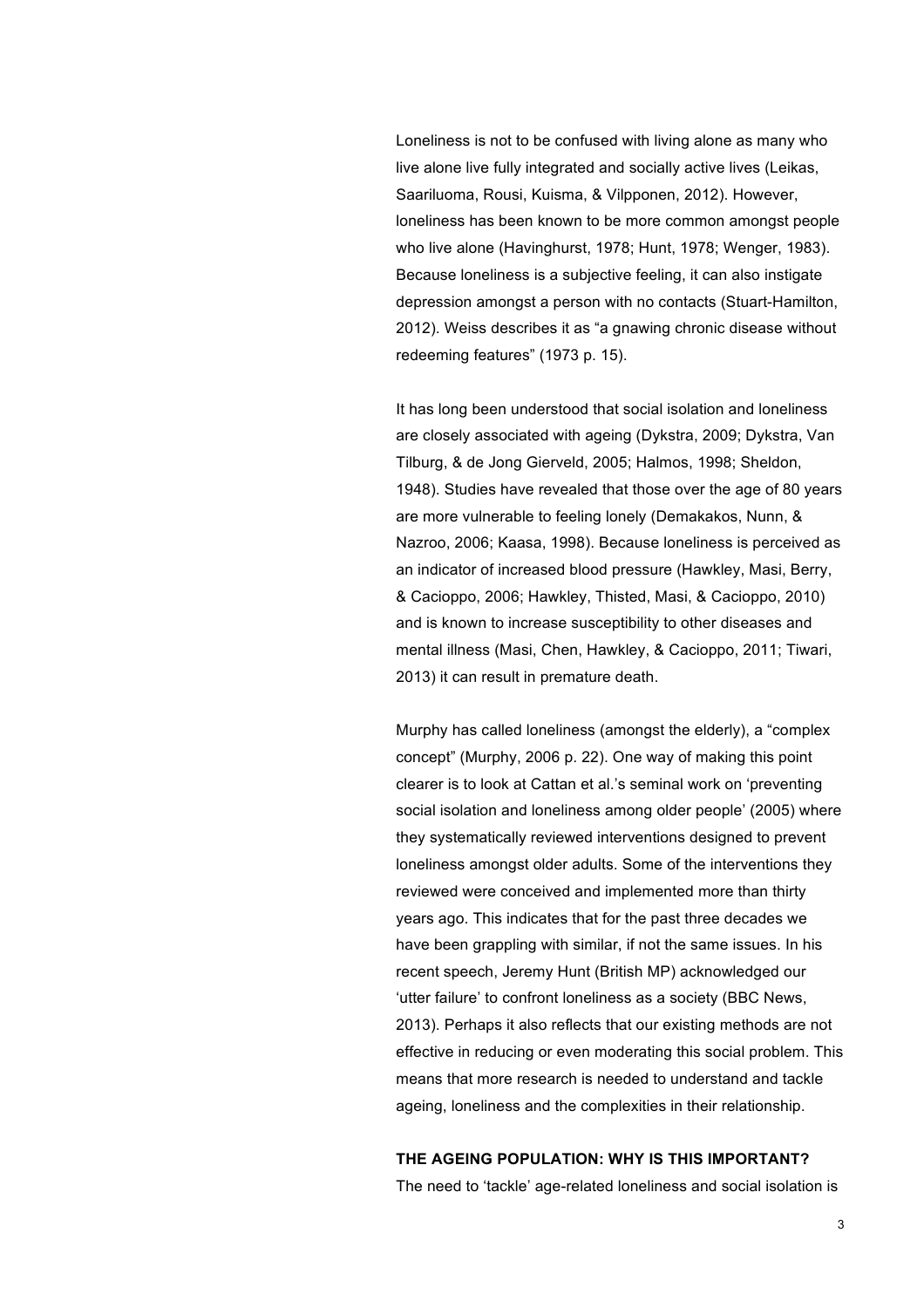Loneliness is not to be confused with living alone as many who live alone live fully integrated and socially active lives (Leikas, Saariluoma, Rousi, Kuisma, & Vilpponen, 2012). However, loneliness has been known to be more common amongst people who live alone (Havinghurst, 1978; Hunt, 1978; Wenger, 1983). Because loneliness is a subjective feeling, it can also instigate depression amongst a person with no contacts (Stuart-Hamilton, 2012). Weiss describes it as "a gnawing chronic disease without redeeming features" (1973 p. 15).

It has long been understood that social isolation and loneliness are closely associated with ageing (Dykstra, 2009; Dykstra, Van Tilburg, & de Jong Gierveld, 2005; Halmos, 1998; Sheldon, 1948). Studies have revealed that those over the age of 80 years are more vulnerable to feeling lonely (Demakakos, Nunn, & Nazroo, 2006; Kaasa, 1998). Because loneliness is perceived as an indicator of increased blood pressure (Hawkley, Masi, Berry, & Cacioppo, 2006; Hawkley, Thisted, Masi, & Cacioppo, 2010) and is known to increase susceptibility to other diseases and mental illness (Masi, Chen, Hawkley, & Cacioppo, 2011; Tiwari, 2013) it can result in premature death.

Murphy has called loneliness (amongst the elderly), a "complex concept" (Murphy, 2006 p. 22). One way of making this point clearer is to look at Cattan et al.'s seminal work on 'preventing social isolation and loneliness among older people' (2005) where they systematically reviewed interventions designed to prevent loneliness amongst older adults. Some of the interventions they reviewed were conceived and implemented more than thirty years ago. This indicates that for the past three decades we have been grappling with similar, if not the same issues. In his recent speech, Jeremy Hunt (British MP) acknowledged our 'utter failure' to confront loneliness as a society (BBC News, 2013). Perhaps it also reflects that our existing methods are not effective in reducing or even moderating this social problem. This means that more research is needed to understand and tackle ageing, loneliness and the complexities in their relationship.

**THE AGEING POPULATION: WHY IS THIS IMPORTANT?**

The need to 'tackle' age-related loneliness and social isolation is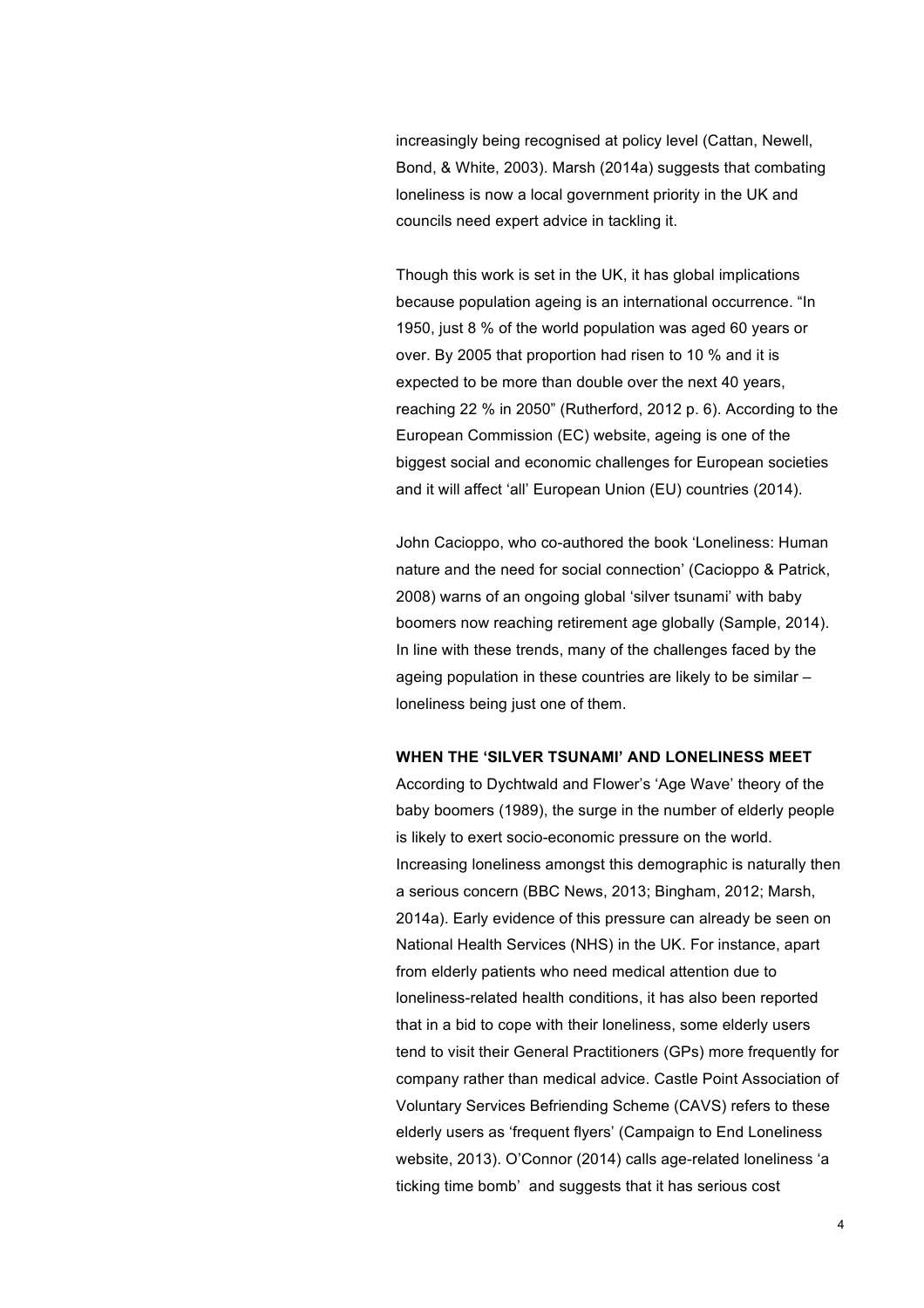increasingly being recognised at policy level (Cattan, Newell, Bond, & White, 2003). Marsh (2014a) suggests that combating loneliness is now a local government priority in the UK and councils need expert advice in tackling it.

Though this work is set in the UK, it has global implications because population ageing is an international occurrence. "In 1950, just 8 % of the world population was aged 60 years or over. By 2005 that proportion had risen to 10 % and it is expected to be more than double over the next 40 years, reaching 22 % in 2050" (Rutherford, 2012 p. 6). According to the European Commission (EC) website, ageing is one of the biggest social and economic challenges for European societies and it will affect 'all' European Union (EU) countries (2014).

John Cacioppo, who co-authored the book 'Loneliness: Human nature and the need for social connection' (Cacioppo & Patrick, 2008) warns of an ongoing global 'silver tsunami' with baby boomers now reaching retirement age globally (Sample, 2014). In line with these trends, many of the challenges faced by the ageing population in these countries are likely to be similar – loneliness being just one of them.

## WHEN THE 'SILVER TSUNAMI' AND LONELINESS MEET

According to Dychtwald and Flower's 'Age Wave' theory of the baby boomers (1989), the surge in the number of elderly people is likely to exert socio-economic pressure on the world. Increasing loneliness amongst this demographic is naturally then a serious concern (BBC News, 2013; Bingham, 2012; Marsh, 2014a). Early evidence of this pressure can already be seen on National Health Services (NHS) in the UK. For instance, apart from elderly patients who need medical attention due to loneliness-related health conditions, it has also been reported that in a bid to cope with their loneliness, some elderly users tend to visit their General Practitioners (GPs) more frequently for company rather than medical advice. Castle Point Association of Voluntary Services Befriending Scheme (CAVS) refers to these elderly users as 'frequent flyers' (Campaign to End Loneliness website, 2013). O'Connor (2014) calls age-related loneliness 'a ticking time bomb' and suggests that it has serious cost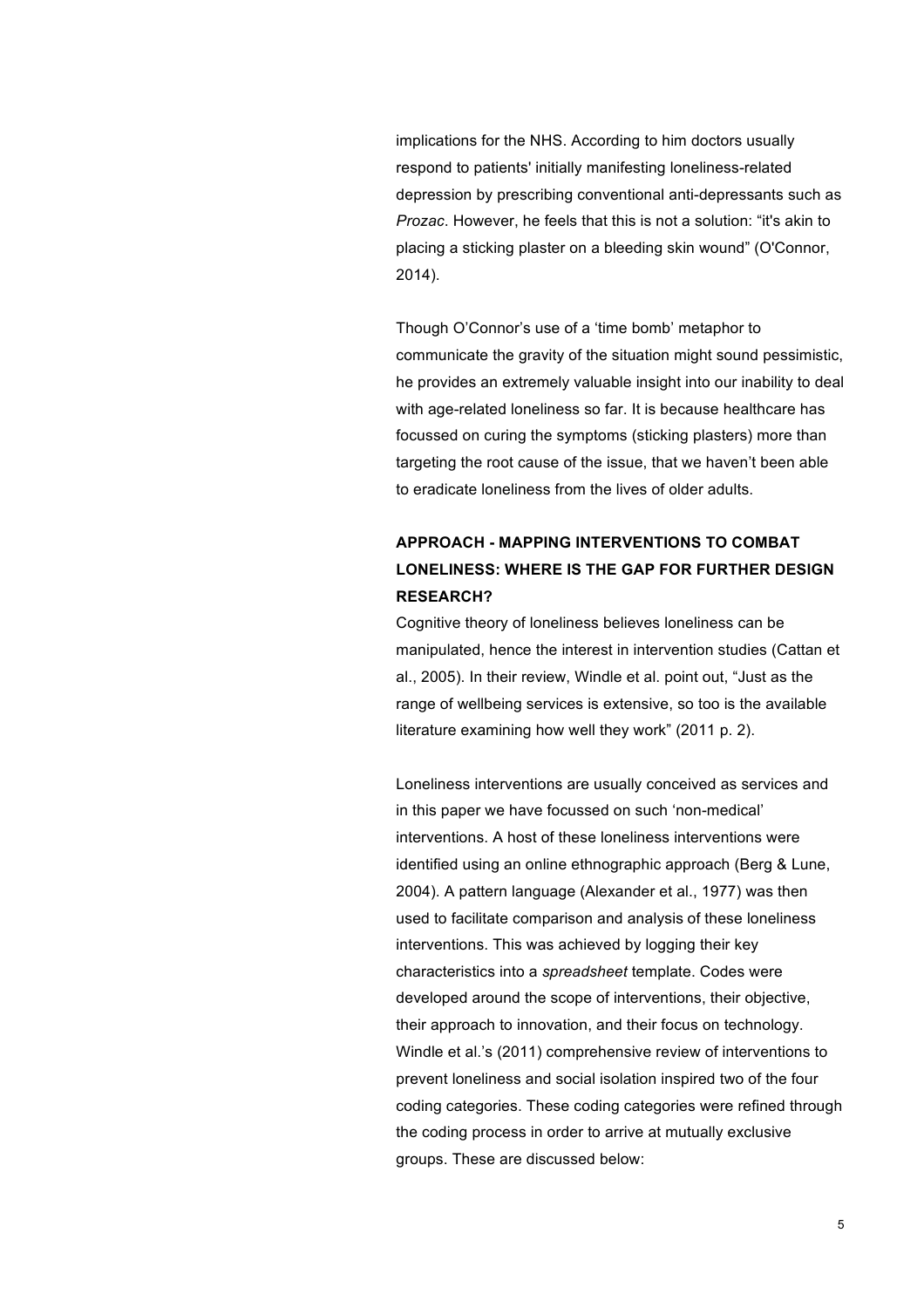implications for the NHS. According to him doctors usually respond to patients' initially manifesting loneliness-related depression by prescribing conventional anti-depressants such as *Prozac*. However, he feels that this is not a solution: "it's akin to placing a sticking plaster on a bleeding skin wound" (O'Connor, 2014).

Though O'Connor's use of a 'time bomb' metaphor to communicate the gravity of the situation might sound pessimistic, he provides an extremely valuable insight into our inability to deal with age-related loneliness so far. It is because healthcare has focussed on curing the symptoms (sticking plasters) more than targeting the root cause of the issue, that we haven't been able to eradicate loneliness from the lives of older adults.

## APPROACH - MAPPING INTERVENTIONS TO COMBAT LONELINESS: WHERE IS THE GAP FOR FURTHER DESIGN RESEARCH?

Cognitive theory of loneliness believes loneliness can be manipulated, hence the interest in intervention studies (Cattan et al., 2005). In their review, Windle et al. point out, "Just as the range of wellbeing services is extensive, so too is the available literature examining how well they work" (2011 p. 2).

Loneliness interventions are usually conceived as services and in this paper we have focussed on such 'non-medical' interventions. A host of these loneliness interventions were identified using an online ethnographic approach (Berg & Lune, 2004). A pattern language (Alexander et al., 1977) was then used to facilitate comparison and analysis of these loneliness interventions. This was achieved by logging their key characteristics into a *spreadsheet* template. Codes were developed around the scope of interventions, their objective, their approach to innovation, and their focus on technology. Windle et al.'s (2011) comprehensive review of interventions to prevent loneliness and social isolation inspired two of the four coding categories. These coding categories were refined through the coding process in order to arrive at mutually exclusive groups. These are discussed below: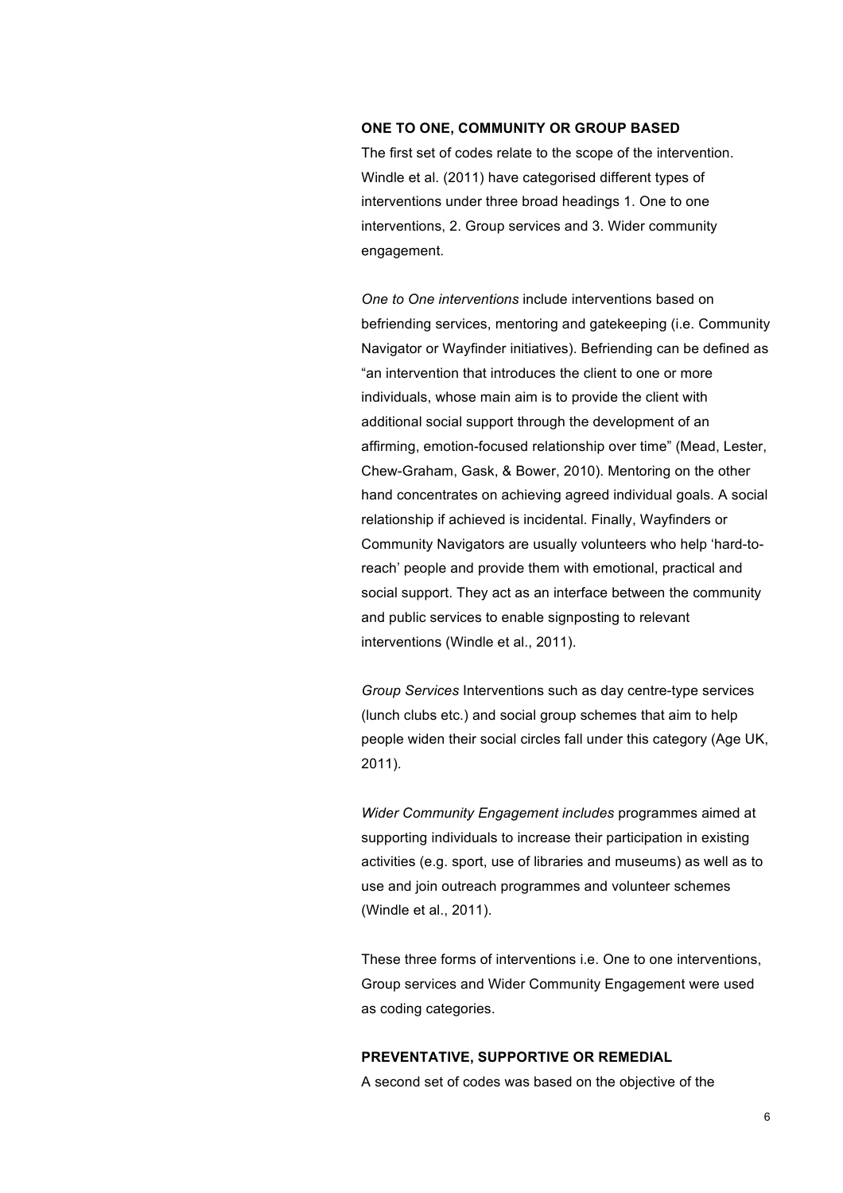### ONE TO ONE, COMMUNITY OR GROUP BASED

The first set of codes relate to the scope of the intervention. Windle et al. (2011) have categorised different types of interventions under three broad headings 1. One to one interventions, 2. Group services and 3. Wider community engagement.

*One to One interventions* include interventions based on befriending services, mentoring and gatekeeping (i.e. Community Navigator or Wayfinder initiatives). Befriending can be defined as "an intervention that introduces the client to one or more individuals, whose main aim is to provide the client with additional social support through the development of an affirming, emotion-focused relationship over time" (Mead, Lester, Chew-Graham, Gask, & Bower, 2010). Mentoring on the other hand concentrates on achieving agreed individual goals. A social relationship if achieved is incidental. Finally, Wayfinders or Community Navigators are usually volunteers who help 'hard-to-reach' people and provide them with emotional, practical and social support. They act as an interface between the community and public services to enable signposting to relevant interventions (Windle et al., 2011).

*Group Services* Interventions such as day centre-type services (lunch clubs etc.) and social group schemes that aim to help people widen their social circles fall under this category (Age UK, 2011).

*Wider Community Engagement includes* programmes aimed at supporting individuals to increase their participation in existing activities (e.g. sport, use of libraries and museums) as well as to use and join outreach programmes and volunteer schemes (Windle et al., 2011).

These three forms of interventions i.e. One to one interventions, Group services and Wider Community Engagement were used as coding categories.

### PREVENTATIVE, SUPPORTIVE OR REMEDIAL

A second set of codes was based on the objective of the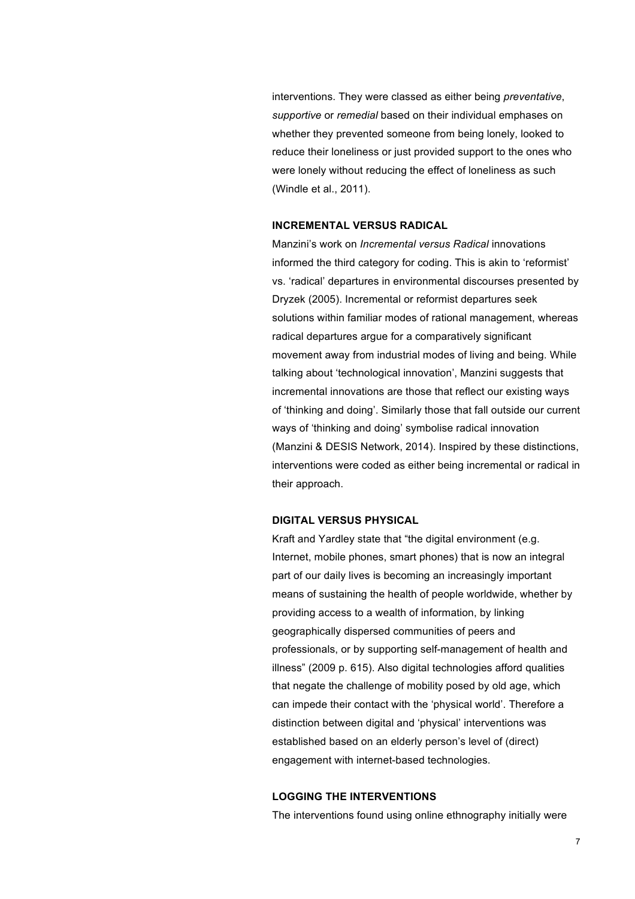interventions. They were classed as either being *preventative*, *supportive* or *remedial* based on their individual emphases on whether they prevented someone from being lonely, looked to reduce their loneliness or just provided support to the ones who were lonely without reducing the effect of loneliness as such (Windle et al., 2011).

### INCREMENTAL VERSUS RADICAL

Manzini's work on *Incremental versus Radical* innovations informed the third category for coding. This is akin to 'reformist' vs. 'radical' departures in environmental discourses presented by Dryzek (2005). Incremental or reformist departures seek solutions within familiar modes of rational management, whereas radical departures argue for a comparatively significant movement away from industrial modes of living and being. While talking about 'technological innovation', Manzini suggests that incremental innovations are those that reflect our existing ways of 'thinking and doing'. Similarly those that fall outside our current ways of 'thinking and doing' symbolise radical innovation (Manzini & DESIS Network, 2014). Inspired by these distinctions, interventions were coded as either being incremental or radical in their approach.

### DIGITAL VERSUS PHYSICAL

Kraft and Yardley state that "the digital environment (e.g. Internet, mobile phones, smart phones) that is now an integral part of our daily lives is becoming an increasingly important means of sustaining the health of people worldwide, whether by providing access to a wealth of information, by linking geographically dispersed communities of peers and professionals, or by supporting self-management of health and illness" (2009 p. 615). Also digital technologies afford qualities that negate the challenge of mobility posed by old age, which can impede their contact with the 'physical world'. Therefore a distinction between digital and 'physical' interventions was established based on an elderly person's level of (direct) engagement with internet-based technologies.

### LOGGING THE INTERVENTIONS

The interventions found using online ethnography initially were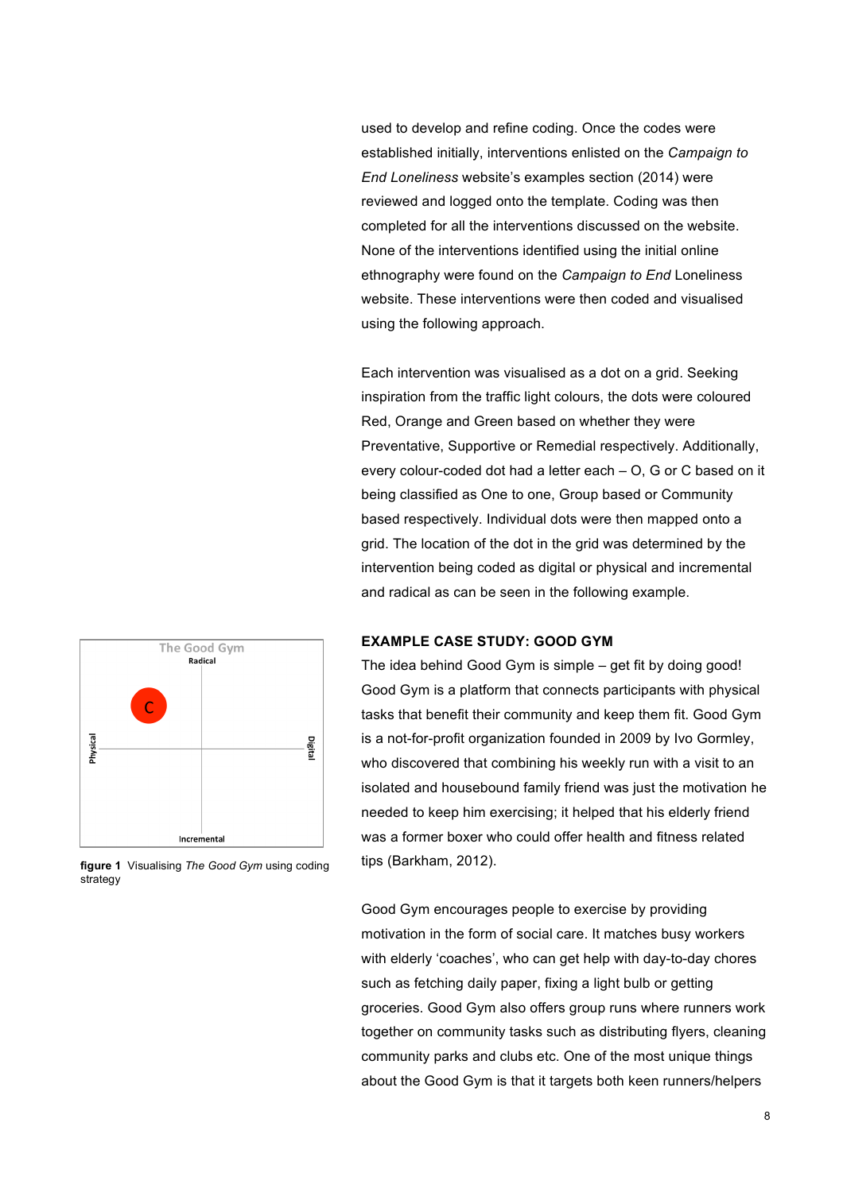used to develop and refine coding. Once the codes were established initially, interventions enlisted on the *Campaign to End Loneliness* website's examples section (2014) were reviewed and logged onto the template. Coding was then completed for all the interventions discussed on the website. None of the interventions identified using the initial online ethnography were found on the *Campaign to End* Loneliness website. These interventions were then coded and visualised using the following approach.

Each intervention was visualised as a dot on a grid. Seeking inspiration from the traffic light colours, the dots were coloured Red, Orange and Green based on whether they were Preventative, Supportive or Remedial respectively. Additionally, every colour-coded dot had a letter each – O, G or C based on it being classified as One to one, Group based or Community based respectively. Individual dots were then mapped onto a grid. The location of the dot in the grid was determined by the intervention being coded as digital or physical and incremental and radical as can be seen in the following example.

**EXAMPLE CASE STUDY: GOOD GYM**

The idea behind Good Gym is simple – get fit by doing good! Good Gym is a platform that connects participants with physical tasks that benefit their community and keep them fit. Good Gym is a not-for-profit organization founded in 2009 by Ivo Gormley, who discovered that combining his weekly run with a visit to an isolated and housebound family friend was just the motivation he needed to keep him exercising; it helped that his elderly friend was a former boxer who could offer health and fitness related tips (Barkham, 2012).

**figure 1** Visualising *The Good Gym* using coding strategy

Good Gym encourages people to exercise by providing motivation in the form of social care. It matches busy workers with elderly 'coaches', who can get help with day-to-day chores such as fetching daily paper, fixing a light bulb or getting groceries. Good Gym also offers group runs where runners work together on community tasks such as distributing flyers, cleaning community parks and clubs etc. One of the most unique things about the Good Gym is that it targets both keen runners/helpers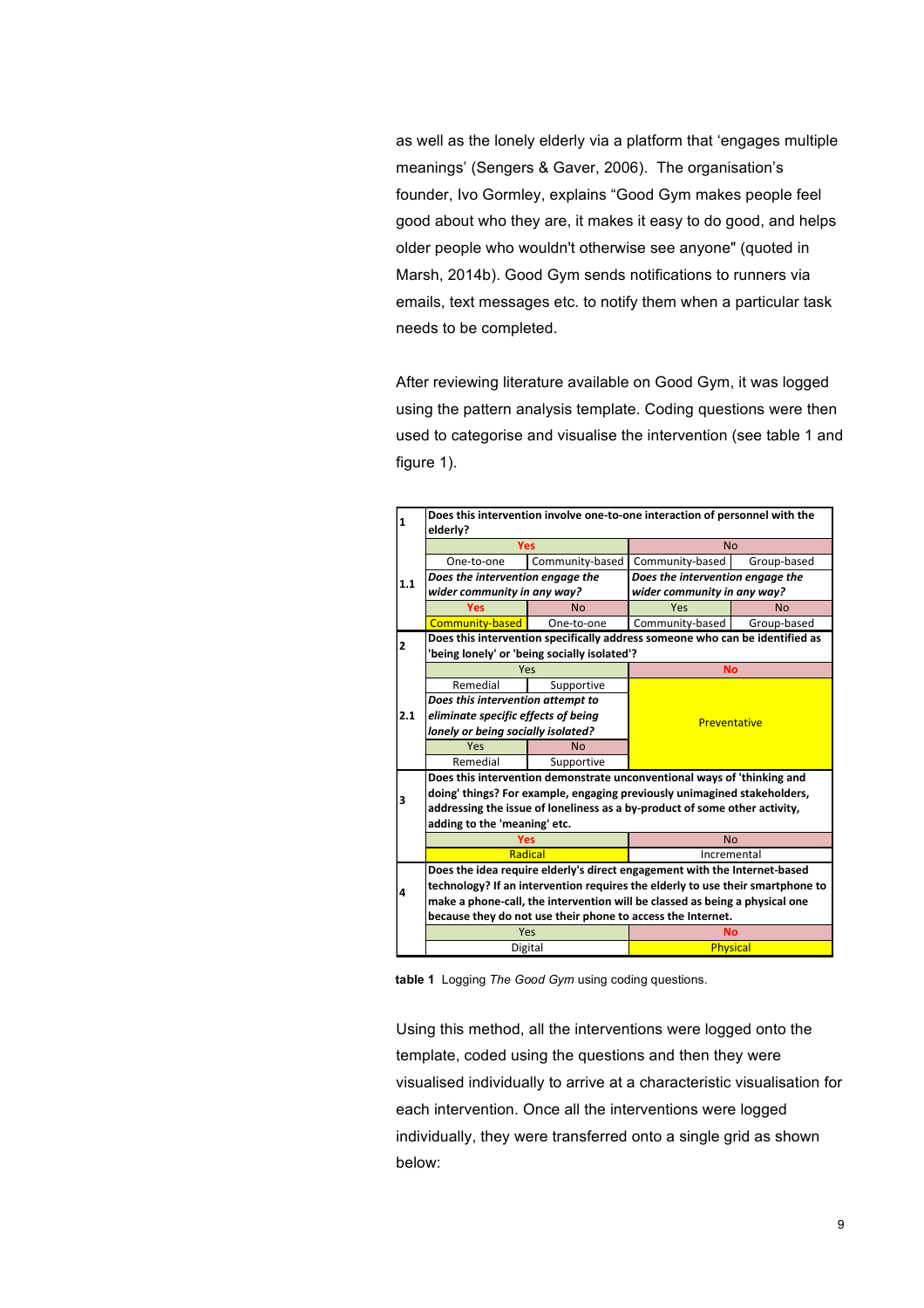as well as the lonely elderly via a platform that 'engages multiple meanings' (Sengers & Gaver, 2006). The organisation's founder, Ivo Gormley, explains "Good Gym makes people feel good about who they are, it makes it easy to do good, and helps older people who wouldn't otherwise see anyone" (quoted in Marsh, 2014b). Good Gym sends notifications to runners via emails, text messages etc. to notify them when a particular task needs to be completed.

After reviewing literature available on Good Gym, it was logged using the pattern analysis template. Coding questions were then used to categorise and visualise the intervention (see table 1 and figure 1).

| | | | | |
|---|---|---|---|---|
| **1** | **Does this intervention involve one-to-one interaction of personnel with the elderly?** | | | |
| | Yes | | No | |
| | One-to-one | Community-based | Community-based | Group-based |
| **1.1** | ***Does the intervention engage the wider community in any way?*** | | ***Does the intervention engage the wider community in any way?*** | |
| | Yes | No | Yes | No |
| | Community-based | One-to-one | Community-based | Group-based |
| **2** | **Does this intervention specifically address someone who can be identified as 'being lonely' or 'being socially isolated'?** | | | |
| | Yes | | No | |
| | Remedial | Supportive | Preventative | |
| **2.1** | ***Does this intervention attempt to eliminate specific effects of being lonely or being socially isolated?*** | | | |
| | Yes | No | | |
| | Remedial | Supportive | | |
| **3** | **Does this intervention demonstrate unconventional ways of 'thinking and doing' things? For example, engaging previously unimagined stakeholders, addressing the issue of loneliness as a by-product of some other activity, adding to the 'meaning' etc.** | | | |
| | Yes | | No | |
| | Radical | | Incremental | |
| **4** | **Does the idea require elderly's direct engagement with the Internet-based technology? If an intervention requires the elderly to use their smartphone to make a phone-call, the intervention will be classed as being a physical one because they do not use their phone to access the Internet.** | | | |
| | Yes | | No | |
| | Digital | | Physical | |

**table 1** Logging *The Good Gym* using coding questions.

Using this method, all the interventions were logged onto the template, coded using the questions and then they were visualised individually to arrive at a characteristic visualisation for each intervention. Once all the interventions were logged individually, they were transferred onto a single grid as shown below: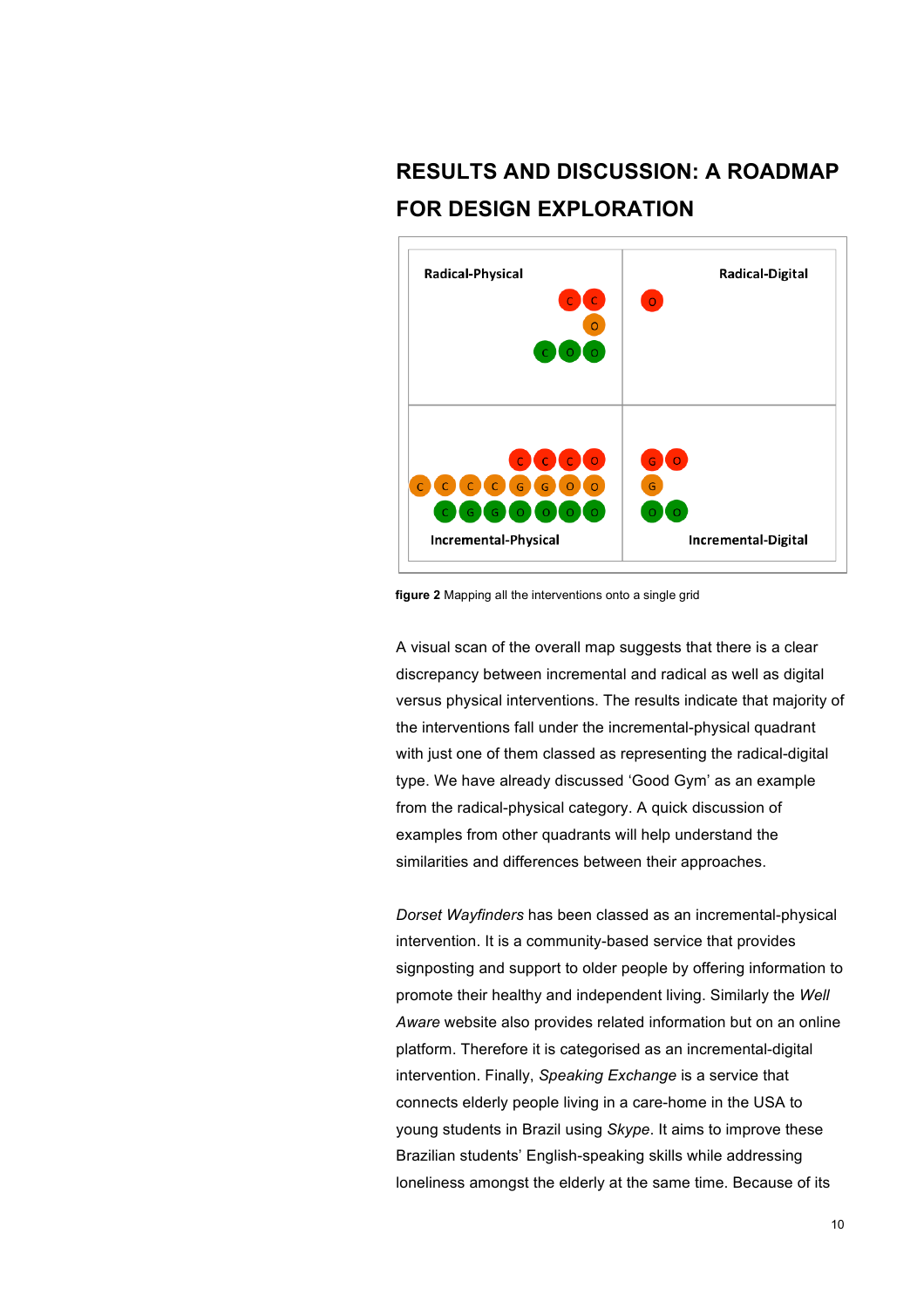## RESULTS AND DISCUSSION: A ROADMAP FOR DESIGN EXPLORATION

figure 2 Mapping all the interventions onto a single grid

A visual scan of the overall map suggests that there is a clear discrepancy between incremental and radical as well as digital versus physical interventions. The results indicate that majority of the interventions fall under the incremental-physical quadrant with just one of them classed as representing the radical-digital type. We have already discussed 'Good Gym' as an example from the radical-physical category. A quick discussion of examples from other quadrants will help understand the similarities and differences between their approaches.

*Dorset Wayfinders* has been classed as an incremental-physical intervention. It is a community-based service that provides signposting and support to older people by offering information to promote their healthy and independent living. Similarly the *Well Aware* website also provides related information but on an online platform. Therefore it is categorised as an incremental-digital intervention. Finally, *Speaking Exchange* is a service that connects elderly people living in a care-home in the USA to young students in Brazil using *Skype*. It aims to improve these Brazilian students' English-speaking skills while addressing loneliness amongst the elderly at the same time. Because of its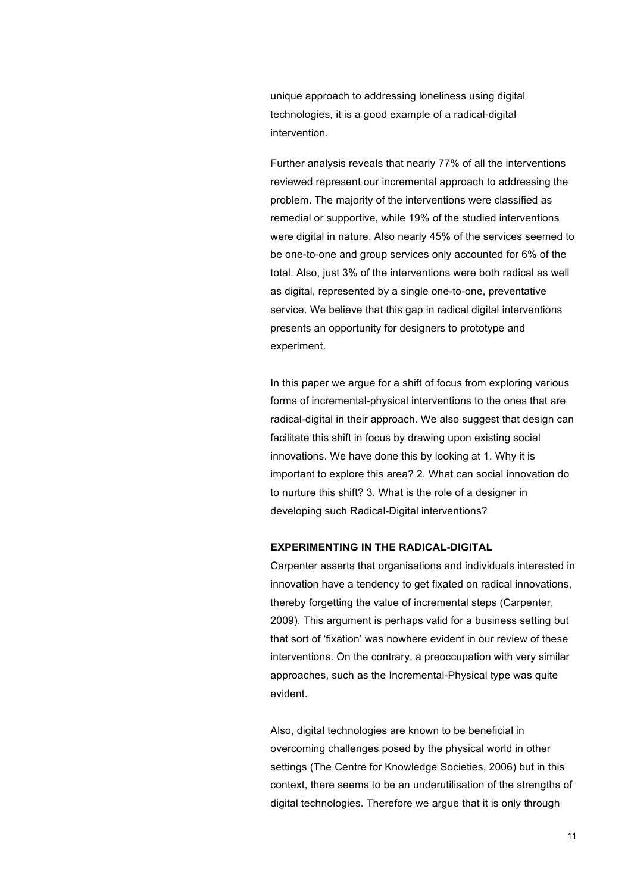unique approach to addressing loneliness using digital technologies, it is a good example of a radical-digital intervention.

Further analysis reveals that nearly 77% of all the interventions reviewed represent our incremental approach to addressing the problem. The majority of the interventions were classified as remedial or supportive, while 19% of the studied interventions were digital in nature. Also nearly 45% of the services seemed to be one-to-one and group services only accounted for 6% of the total. Also, just 3% of the interventions were both radical as well as digital, represented by a single one-to-one, preventative service. We believe that this gap in radical digital interventions presents an opportunity for designers to prototype and experiment.

In this paper we argue for a shift of focus from exploring various forms of incremental-physical interventions to the ones that are radical-digital in their approach. We also suggest that design can facilitate this shift in focus by drawing upon existing social innovations. We have done this by looking at 1. Why it is important to explore this area? 2. What can social innovation do to nurture this shift? 3. What is the role of a designer in developing such Radical-Digital interventions?

### EXPERIMENTING IN THE RADICAL-DIGITAL

Carpenter asserts that organisations and individuals interested in innovation have a tendency to get fixated on radical innovations, thereby forgetting the value of incremental steps (Carpenter, 2009). This argument is perhaps valid for a business setting but that sort of 'fixation' was nowhere evident in our review of these interventions. On the contrary, a preoccupation with very similar approaches, such as the Incremental-Physical type was quite evident.

Also, digital technologies are known to be beneficial in overcoming challenges posed by the physical world in other settings (The Centre for Knowledge Societies, 2006) but in this context, there seems to be an underutilisation of the strengths of digital technologies. Therefore we argue that it is only through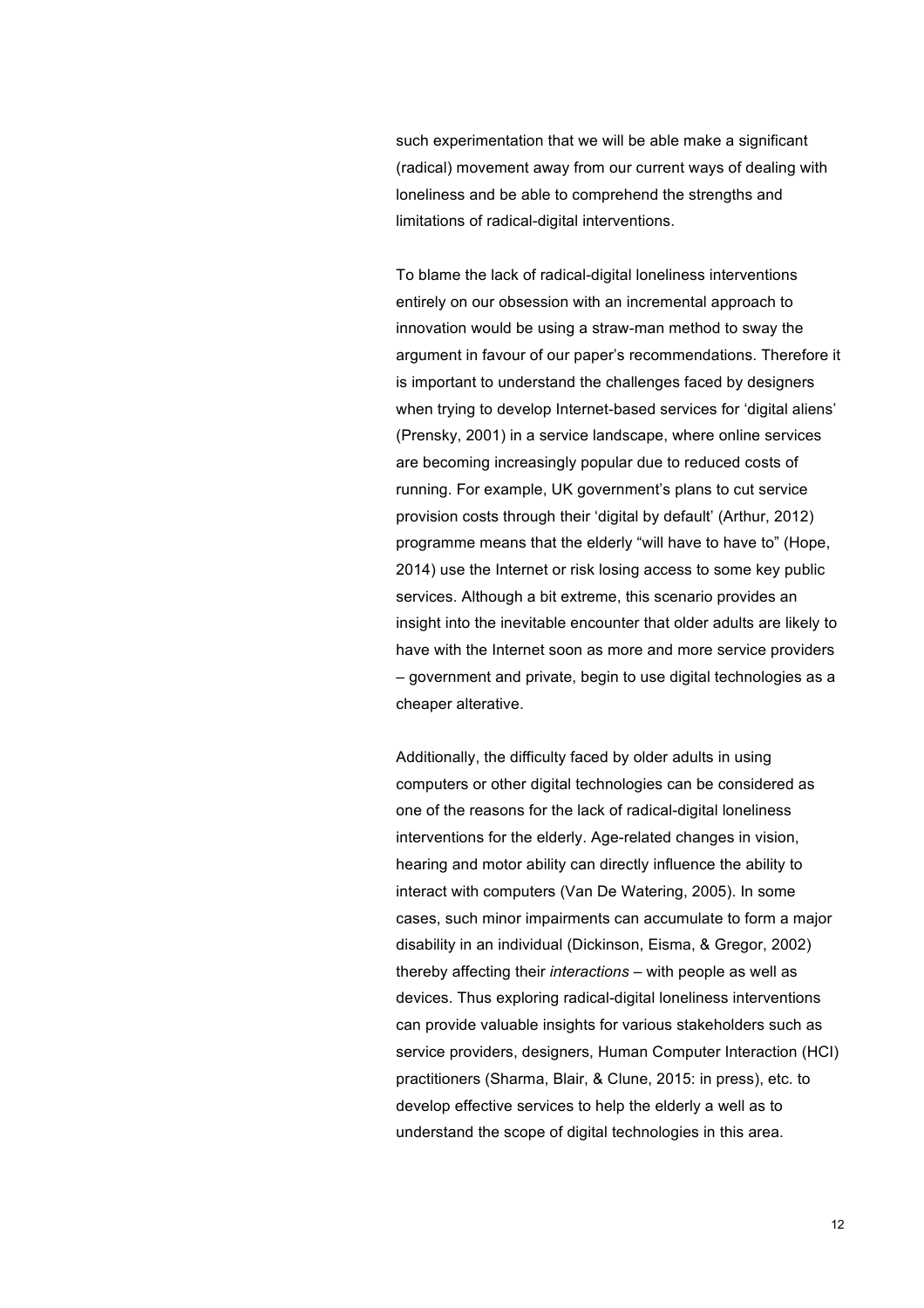such experimentation that we will be able make a significant (radical) movement away from our current ways of dealing with loneliness and be able to comprehend the strengths and limitations of radical-digital interventions.

To blame the lack of radical-digital loneliness interventions entirely on our obsession with an incremental approach to innovation would be using a straw-man method to sway the argument in favour of our paper's recommendations. Therefore it is important to understand the challenges faced by designers when trying to develop Internet-based services for 'digital aliens' (Prensky, 2001) in a service landscape, where online services are becoming increasingly popular due to reduced costs of running. For example, UK government's plans to cut service provision costs through their 'digital by default' (Arthur, 2012) programme means that the elderly "will have to have to" (Hope, 2014) use the Internet or risk losing access to some key public services. Although a bit extreme, this scenario provides an insight into the inevitable encounter that older adults are likely to have with the Internet soon as more and more service providers – government and private, begin to use digital technologies as a cheaper alterative.

Additionally, the difficulty faced by older adults in using computers or other digital technologies can be considered as one of the reasons for the lack of radical-digital loneliness interventions for the elderly. Age-related changes in vision, hearing and motor ability can directly influence the ability to interact with computers (Van De Watering, 2005). In some cases, such minor impairments can accumulate to form a major disability in an individual (Dickinson, Eisma, & Gregor, 2002) thereby affecting their *interactions* – with people as well as devices. Thus exploring radical-digital loneliness interventions can provide valuable insights for various stakeholders such as service providers, designers, Human Computer Interaction (HCI) practitioners (Sharma, Blair, & Clune, 2015: in press), etc. to develop effective services to help the elderly a well as to understand the scope of digital technologies in this area.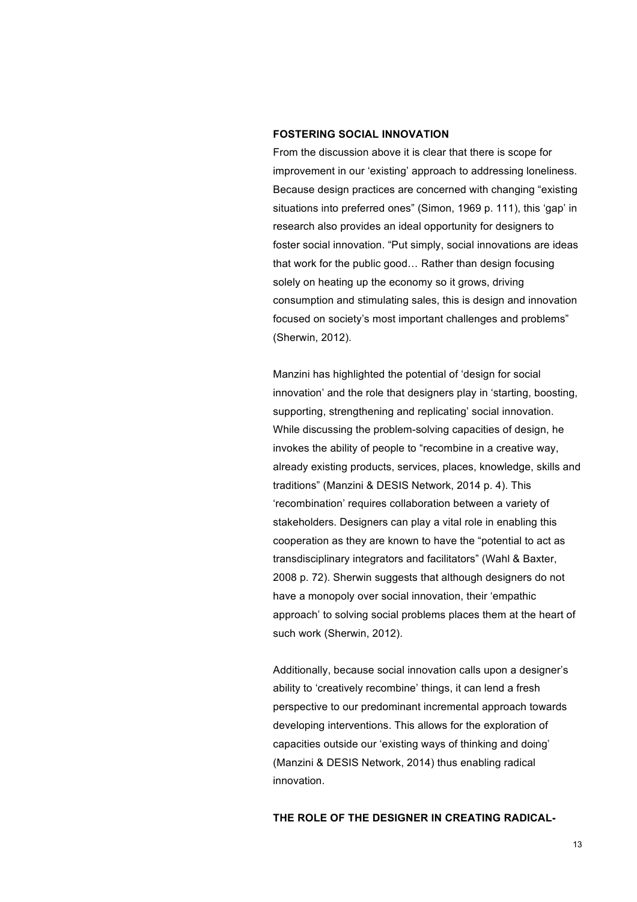## FOSTERING SOCIAL INNOVATION

From the discussion above it is clear that there is scope for improvement in our 'existing' approach to addressing loneliness. Because design practices are concerned with changing "existing situations into preferred ones" (Simon, 1969 p. 111), this 'gap' in research also provides an ideal opportunity for designers to foster social innovation. "Put simply, social innovations are ideas that work for the public good… Rather than design focusing solely on heating up the economy so it grows, driving consumption and stimulating sales, this is design and innovation focused on society's most important challenges and problems" (Sherwin, 2012).

Manzini has highlighted the potential of 'design for social innovation' and the role that designers play in 'starting, boosting, supporting, strengthening and replicating' social innovation. While discussing the problem-solving capacities of design, he invokes the ability of people to "recombine in a creative way, already existing products, services, places, knowledge, skills and traditions" (Manzini & DESIS Network, 2014 p. 4). This 'recombination' requires collaboration between a variety of stakeholders. Designers can play a vital role in enabling this cooperation as they are known to have the "potential to act as transdisciplinary integrators and facilitators" (Wahl & Baxter, 2008 p. 72). Sherwin suggests that although designers do not have a monopoly over social innovation, their 'empathic approach' to solving social problems places them at the heart of such work (Sherwin, 2012).

Additionally, because social innovation calls upon a designer's ability to 'creatively recombine' things, it can lend a fresh perspective to our predominant incremental approach towards developing interventions. This allows for the exploration of capacities outside our 'existing ways of thinking and doing' (Manzini & DESIS Network, 2014) thus enabling radical innovation.

## THE ROLE OF THE DESIGNER IN CREATING RADICAL-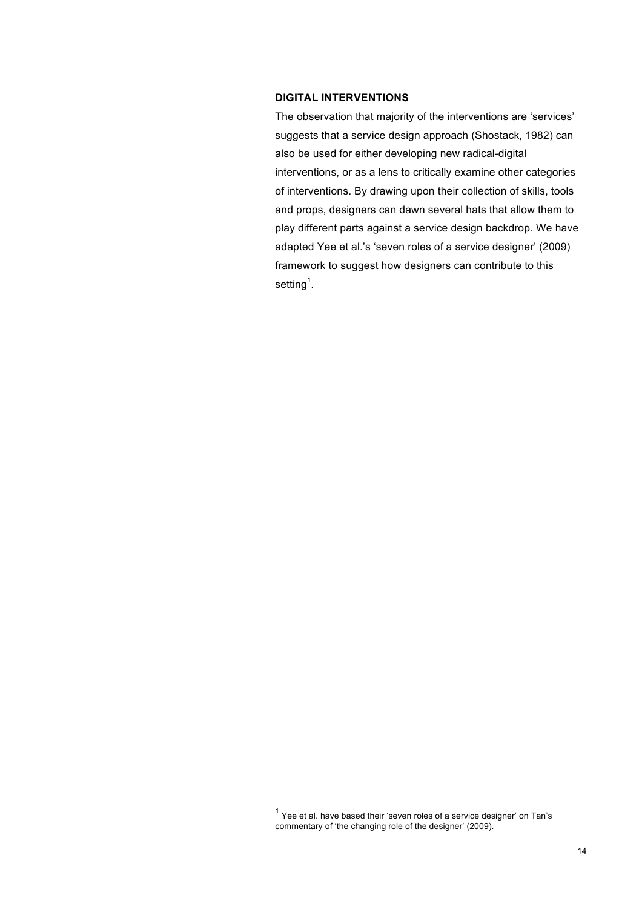## DIGITAL INTERVENTIONS

The observation that majority of the interventions are 'services' suggests that a service design approach (Shostack, 1982) can also be used for either developing new radical-digital interventions, or as a lens to critically examine other categories of interventions. By drawing upon their collection of skills, tools and props, designers can dawn several hats that allow them to play different parts against a service design backdrop. We have adapted Yee et al.'s 'seven roles of a service designer' (2009) framework to suggest how designers can contribute to this setting[1].

[1] Yee et al. have based their 'seven roles of a service designer' on Tan's commentary of 'the changing role of the designer' (2009).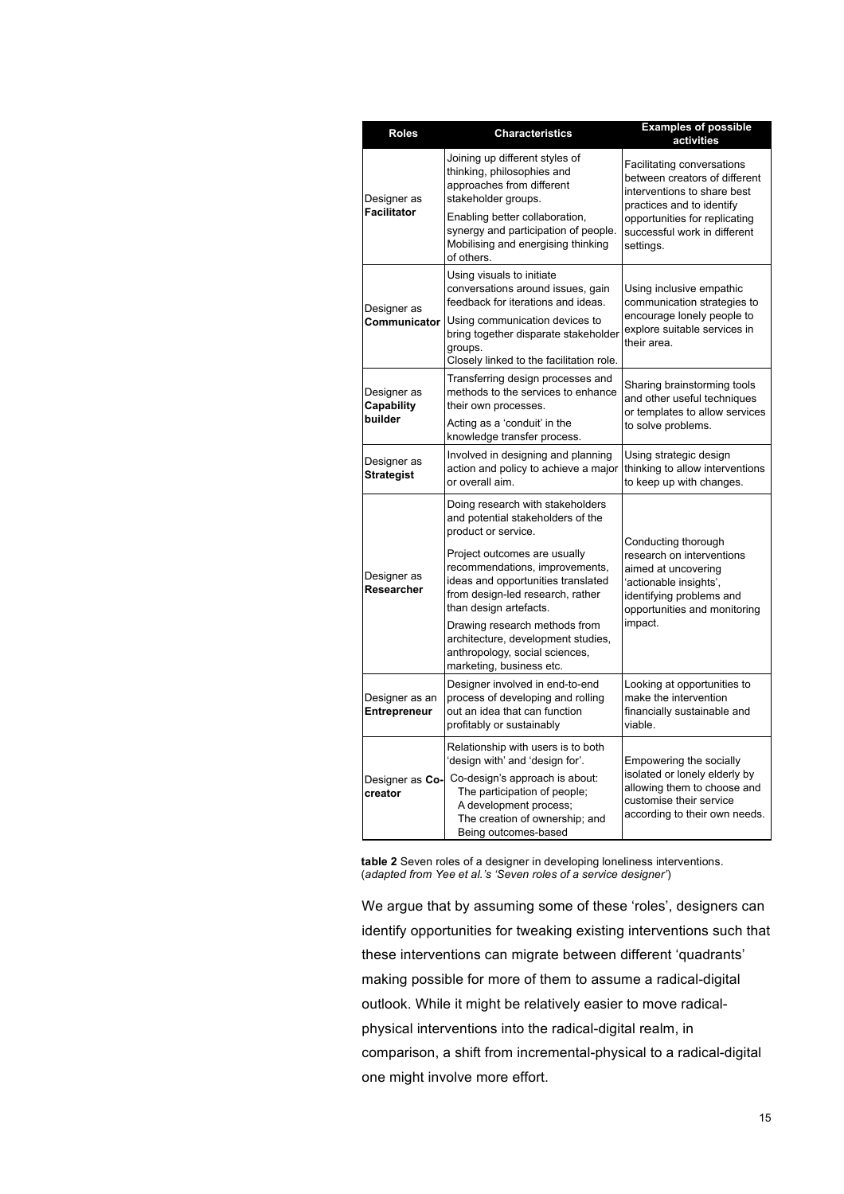| Roles | Characteristics | Examples of possible activities |
|---|---|---|
| Designer as **Facilitator** | Joining up different styles of thinking, philosophies and approaches from different stakeholder groups. Enabling better collaboration, synergy and participation of people. Mobilising and energising thinking of others. | Facilitating conversations between creators of different interventions to share best practices and to identify opportunities for replicating successful work in different settings. |
| Designer as **Communicator** | Using visuals to initiate conversations around issues, gain feedback for iterations and ideas. Using communication devices to bring together disparate stakeholder groups. Closely linked to the facilitation role. | Using inclusive empathic communication strategies to encourage lonely people to explore suitable services in their area. |
| Designer as **Capability builder** | Transferring design processes and methods to the services to enhance their own processes. Acting as a 'conduit' in the knowledge transfer process. | Sharing brainstorming tools and other useful techniques or templates to allow services to solve problems. |
| Designer as **Strategist** | Involved in designing and planning action and policy to achieve a major or overall aim. | Using strategic design thinking to allow interventions to keep up with changes. |
| Designer as **Researcher** | Doing research with stakeholders and potential stakeholders of the product or service. Project outcomes are usually recommendations, improvements, ideas and opportunities translated from design-led research, rather than design artefacts. Drawing research methods from architecture, development studies, anthropology, social sciences, marketing, business etc. | Conducting thorough research on interventions aimed at uncovering 'actionable insights', identifying problems and opportunities and monitoring impact. |
| Designer as an **Entrepreneur** | Designer involved in end-to-end process of developing and rolling out an idea that can function profitably or sustainably | Looking at opportunities to make the intervention financially sustainable and viable. |
| Designer as **Co-creator** | Relationship with users is to both 'design with' and 'design for'. Co-design's approach is about: The participation of people; A development process; The creation of ownership; and Being outcomes-based | Empowering the socially isolated or lonely elderly by allowing them to choose and customise their service according to their own needs. |

**table 2** Seven roles of a designer in developing loneliness interventions. (*adapted from Yee et al.'s 'Seven roles of a service designer'*)

We argue that by assuming some of these 'roles', designers can identify opportunities for tweaking existing interventions such that these interventions can migrate between different 'quadrants' making possible for more of them to assume a radical-digital outlook. While it might be relatively easier to move radical-physical interventions into the radical-digital realm, in comparison, a shift from incremental-physical to a radical-digital one might involve more effort.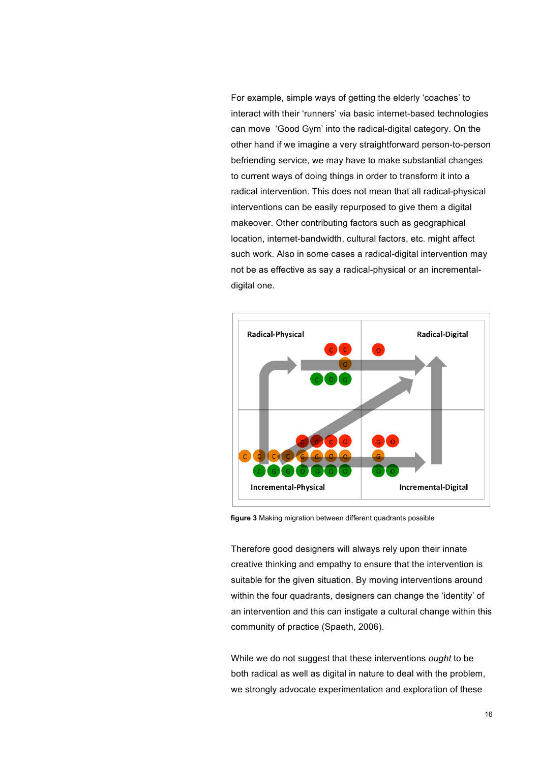For example, simple ways of getting the elderly 'coaches' to interact with their 'runners' via basic internet-based technologies can move 'Good Gym' into the radical-digital category. On the other hand if we imagine a very straightforward person-to-person befriending service, we may have to make substantial changes to current ways of doing things in order to transform it into a radical intervention. This does not mean that all radical-physical interventions can be easily repurposed to give them a digital makeover. Other contributing factors such as geographical location, internet-bandwidth, cultural factors, etc. might affect such work. Also in some cases a radical-digital intervention may not be as effective as say a radical-physical or an incremental-digital one.

**figure 3** Making migration between different quadrants possible

Therefore good designers will always rely upon their innate creative thinking and empathy to ensure that the intervention is suitable for the given situation. By moving interventions around within the four quadrants, designers can change the 'identity' of an intervention and this can instigate a cultural change within this community of practice (Spaeth, 2006).

While we do not suggest that these interventions *ought* to be both radical as well as digital in nature to deal with the problem, we strongly advocate experimentation and exploration of these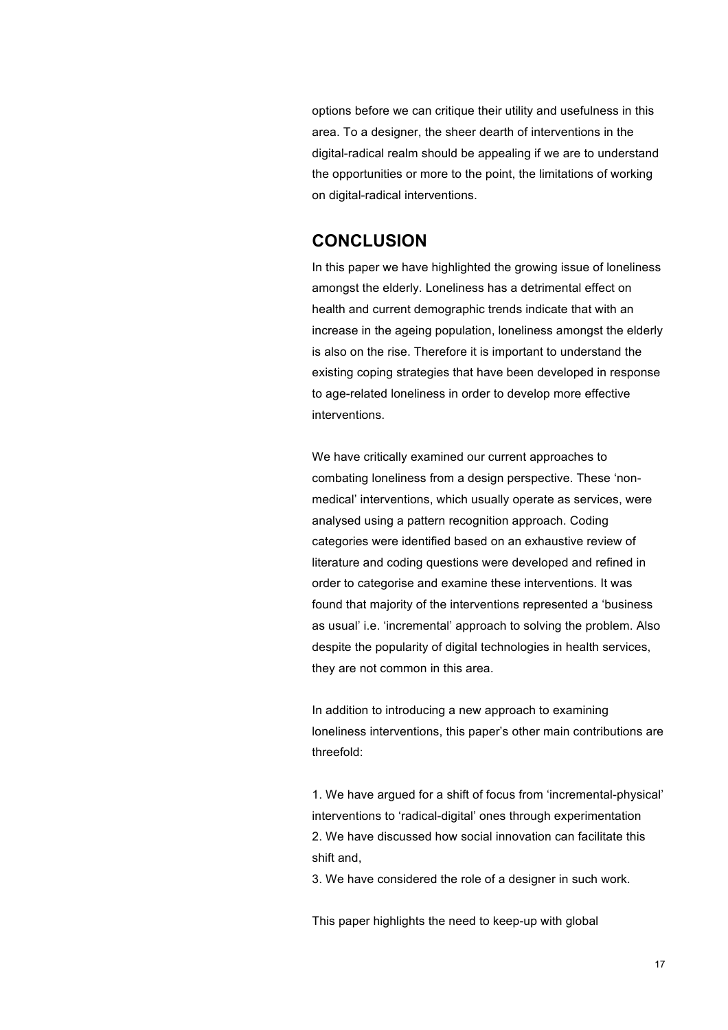options before we can critique their utility and usefulness in this area. To a designer, the sheer dearth of interventions in the digital-radical realm should be appealing if we are to understand the opportunities or more to the point, the limitations of working on digital-radical interventions.

## CONCLUSION

In this paper we have highlighted the growing issue of loneliness amongst the elderly. Loneliness has a detrimental effect on health and current demographic trends indicate that with an increase in the ageing population, loneliness amongst the elderly is also on the rise. Therefore it is important to understand the existing coping strategies that have been developed in response to age-related loneliness in order to develop more effective interventions.

We have critically examined our current approaches to combating loneliness from a design perspective. These 'non-medical' interventions, which usually operate as services, were analysed using a pattern recognition approach. Coding categories were identified based on an exhaustive review of literature and coding questions were developed and refined in order to categorise and examine these interventions. It was found that majority of the interventions represented a 'business as usual' i.e. 'incremental' approach to solving the problem. Also despite the popularity of digital technologies in health services, they are not common in this area.

In addition to introducing a new approach to examining loneliness interventions, this paper's other main contributions are threefold:

1. We have argued for a shift of focus from 'incremental-physical' interventions to 'radical-digital' ones through experimentation
2. We have discussed how social innovation can facilitate this shift and,
3. We have considered the role of a designer in such work.

This paper highlights the need to keep-up with global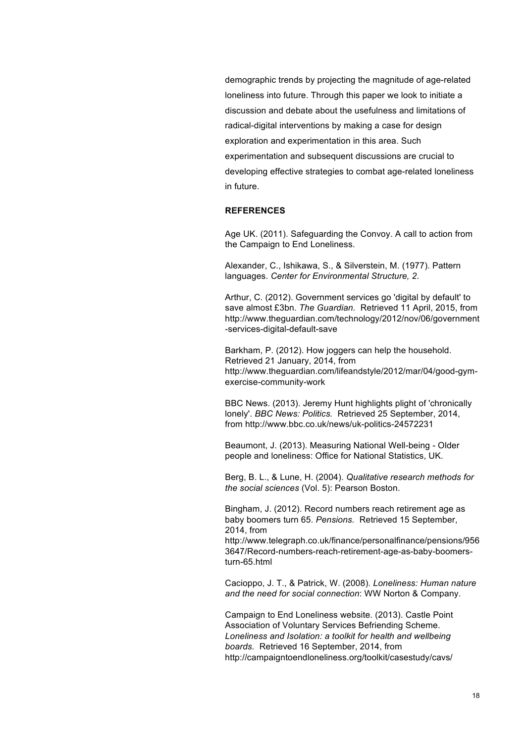demographic trends by projecting the magnitude of age-related loneliness into future. Through this paper we look to initiate a discussion and debate about the usefulness and limitations of radical-digital interventions by making a case for design exploration and experimentation in this area. Such experimentation and subsequent discussions are crucial to developing effective strategies to combat age-related loneliness in future.

## REFERENCES

Age UK. (2011). Safeguarding the Convoy. A call to action from the Campaign to End Loneliness.

Alexander, C., Ishikawa, S., & Silverstein, M. (1977). Pattern languages. *Center for Environmental Structure, 2*.

Arthur, C. (2012). Government services go 'digital by default' to save almost £3bn. *The Guardian.* Retrieved 11 April, 2015, from http://www.theguardian.com/technology/2012/nov/06/government-services-digital-default-save

Barkham, P. (2012). How joggers can help the household. Retrieved 21 January, 2014, from http://www.theguardian.com/lifeandstyle/2012/mar/04/good-gym-exercise-community-work

BBC News. (2013). Jeremy Hunt highlights plight of 'chronically lonely'. *BBC News: Politics.* Retrieved 25 September, 2014, from http://www.bbc.co.uk/news/uk-politics-24572231

Beaumont, J. (2013). Measuring National Well-being - Older people and loneliness: Office for National Statistics, UK.

Berg, B. L., & Lune, H. (2004). *Qualitative research methods for the social sciences* (Vol. 5): Pearson Boston.

Bingham, J. (2012). Record numbers reach retirement age as baby boomers turn 65. *Pensions.* Retrieved 15 September, 2014, from http://www.telegraph.co.uk/finance/personalfinance/pensions/9563647/Record-numbers-reach-retirement-age-as-baby-boomers-turn-65.html

Cacioppo, J. T., & Patrick, W. (2008). *Loneliness: Human nature and the need for social connection*: WW Norton & Company.

Campaign to End Loneliness website. (2013). Castle Point Association of Voluntary Services Befriending Scheme. *Loneliness and Isolation: a toolkit for health and wellbeing boards.* Retrieved 16 September, 2014, from http://campaigntoendloneliness.org/toolkit/casestudy/cavs/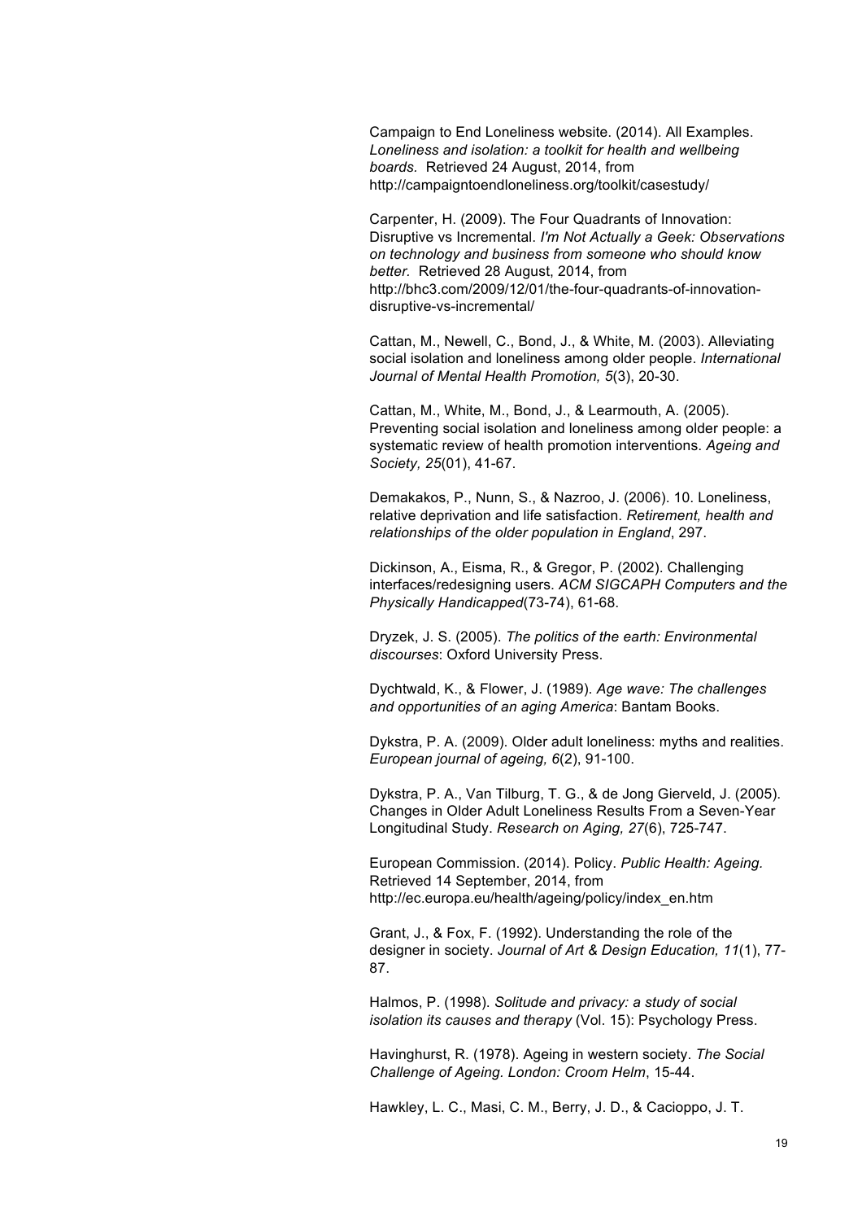Campaign to End Loneliness website. (2014). All Examples. *Loneliness and isolation: a toolkit for health and wellbeing boards.* Retrieved 24 August, 2014, from http://campaigntoendloneliness.org/toolkit/casestudy/

Carpenter, H. (2009). The Four Quadrants of Innovation: Disruptive vs Incremental. *I'm Not Actually a Geek: Observations on technology and business from someone who should know better.* Retrieved 28 August, 2014, from http://bhc3.com/2009/12/01/the-four-quadrants-of-innovation-disruptive-vs-incremental/

Cattan, M., Newell, C., Bond, J., & White, M. (2003). Alleviating social isolation and loneliness among older people. *International Journal of Mental Health Promotion, 5*(3), 20-30.

Cattan, M., White, M., Bond, J., & Learmouth, A. (2005). Preventing social isolation and loneliness among older people: a systematic review of health promotion interventions. *Ageing and Society, 25*(01), 41-67.

Demakakos, P., Nunn, S., & Nazroo, J. (2006). 10. Loneliness, relative deprivation and life satisfaction. *Retirement, health and relationships of the older population in England*, 297.

Dickinson, A., Eisma, R., & Gregor, P. (2002). Challenging interfaces/redesigning users. *ACM SIGCAPH Computers and the Physically Handicapped*(73-74), 61-68.

Dryzek, J. S. (2005). *The politics of the earth: Environmental discourses*: Oxford University Press.

Dychtwald, K., & Flower, J. (1989). *Age wave: The challenges and opportunities of an aging America*: Bantam Books.

Dykstra, P. A. (2009). Older adult loneliness: myths and realities. *European journal of ageing, 6*(2), 91-100.

Dykstra, P. A., Van Tilburg, T. G., & de Jong Gierveld, J. (2005). Changes in Older Adult Loneliness Results From a Seven-Year Longitudinal Study. *Research on Aging, 27*(6), 725-747.

European Commission. (2014). Policy. *Public Health: Ageing.* Retrieved 14 September, 2014, from http://ec.europa.eu/health/ageing/policy/index_en.htm

Grant, J., & Fox, F. (1992). Understanding the role of the designer in society. *Journal of Art & Design Education, 11*(1), 77-87.

Halmos, P. (1998). *Solitude and privacy: a study of social isolation its causes and therapy* (Vol. 15): Psychology Press.

Havinghurst, R. (1978). Ageing in western society. *The Social Challenge of Ageing. London: Croom Helm*, 15-44.

Hawkley, L. C., Masi, C. M., Berry, J. D., & Cacioppo, J. T.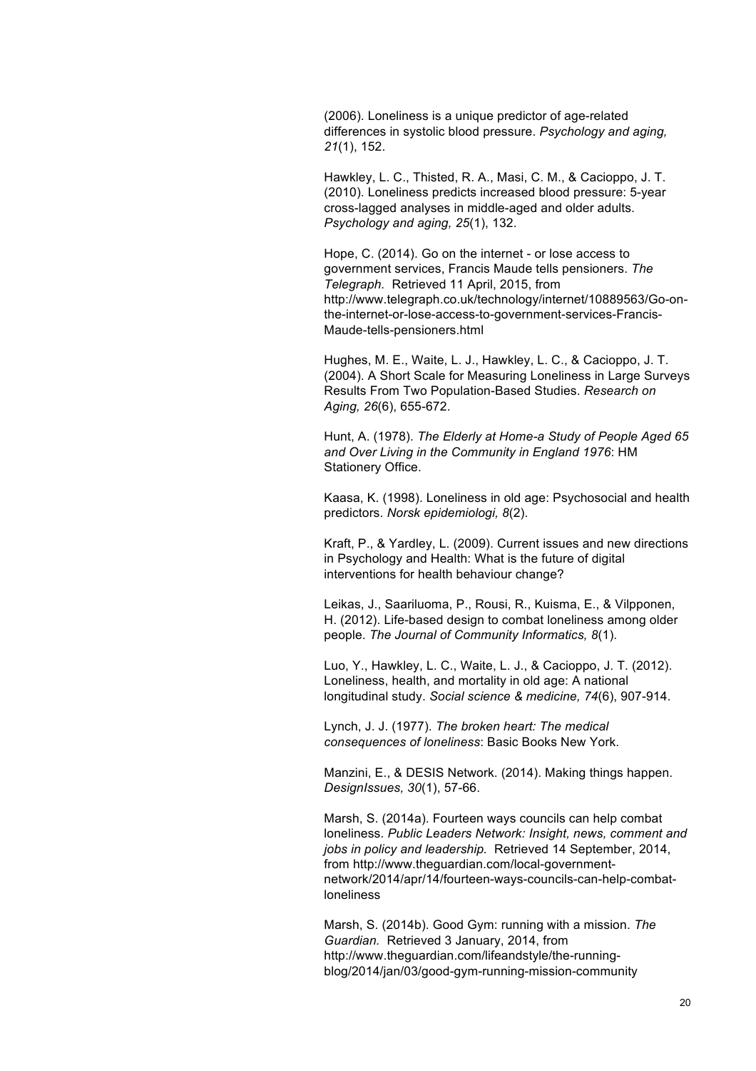(2006). Loneliness is a unique predictor of age-related differences in systolic blood pressure. *Psychology and aging, 21*(1), 152.

Hawkley, L. C., Thisted, R. A., Masi, C. M., & Cacioppo, J. T. (2010). Loneliness predicts increased blood pressure: 5-year cross-lagged analyses in middle-aged and older adults. *Psychology and aging, 25*(1), 132.

Hope, C. (2014). Go on the internet - or lose access to government services, Francis Maude tells pensioners. *The Telegraph.* Retrieved 11 April, 2015, from http://www.telegraph.co.uk/technology/internet/10889563/Go-on-the-internet-or-lose-access-to-government-services-Francis-Maude-tells-pensioners.html

Hughes, M. E., Waite, L. J., Hawkley, L. C., & Cacioppo, J. T. (2004). A Short Scale for Measuring Loneliness in Large Surveys Results From Two Population-Based Studies. *Research on Aging, 26*(6), 655-672.

Hunt, A. (1978). *The Elderly at Home-a Study of People Aged 65 and Over Living in the Community in England 1976*: HM Stationery Office.

Kaasa, K. (1998). Loneliness in old age: Psychosocial and health predictors. *Norsk epidemiologi, 8*(2).

Kraft, P., & Yardley, L. (2009). Current issues and new directions in Psychology and Health: What is the future of digital interventions for health behaviour change?

Leikas, J., Saariluoma, P., Rousi, R., Kuisma, E., & Vilpponen, H. (2012). Life-based design to combat loneliness among older people. *The Journal of Community Informatics, 8*(1).

Luo, Y., Hawkley, L. C., Waite, L. J., & Cacioppo, J. T. (2012). Loneliness, health, and mortality in old age: A national longitudinal study. *Social science & medicine, 74*(6), 907-914.

Lynch, J. J. (1977). *The broken heart: The medical consequences of loneliness*: Basic Books New York.

Manzini, E., & DESIS Network. (2014). Making things happen. *DesignIssues, 30*(1), 57-66.

Marsh, S. (2014a). Fourteen ways councils can help combat loneliness. *Public Leaders Network: Insight, news, comment and jobs in policy and leadership.* Retrieved 14 September, 2014, from http://www.theguardian.com/local-government-network/2014/apr/14/fourteen-ways-councils-can-help-combat-loneliness

Marsh, S. (2014b). Good Gym: running with a mission. *The Guardian.* Retrieved 3 January, 2014, from http://www.theguardian.com/lifeandstyle/the-running-blog/2014/jan/03/good-gym-running-mission-community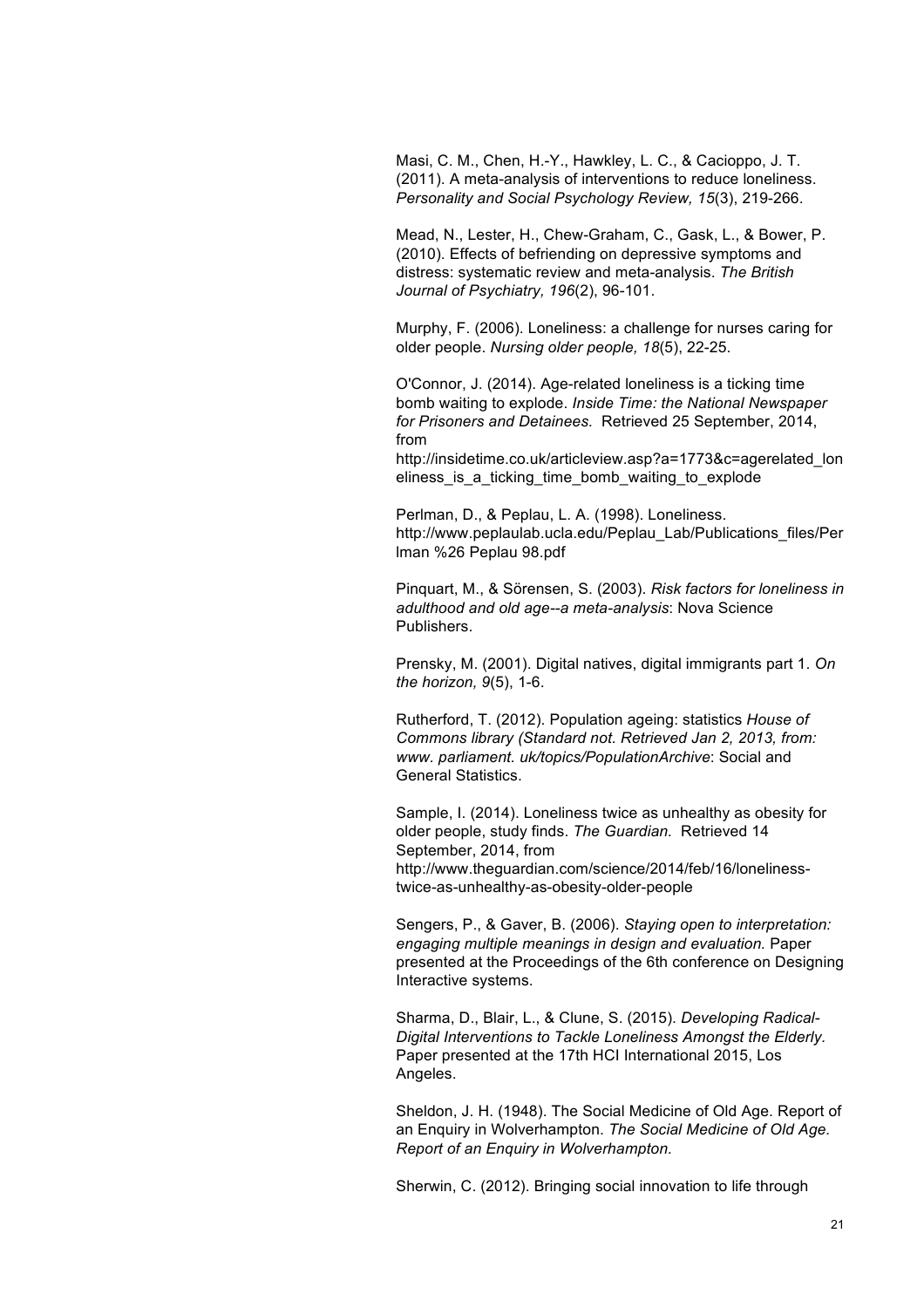Masi, C. M., Chen, H.-Y., Hawkley, L. C., & Cacioppo, J. T. (2011). A meta-analysis of interventions to reduce loneliness. *Personality and Social Psychology Review, 15*(3), 219-266.

Mead, N., Lester, H., Chew-Graham, C., Gask, L., & Bower, P. (2010). Effects of befriending on depressive symptoms and distress: systematic review and meta-analysis. *The British Journal of Psychiatry, 196*(2), 96-101.

Murphy, F. (2006). Loneliness: a challenge for nurses caring for older people. *Nursing older people, 18*(5), 22-25.

O'Connor, J. (2014). Age-related loneliness is a ticking time bomb waiting to explode. *Inside Time: the National Newspaper for Prisoners and Detainees.* Retrieved 25 September, 2014, from http://insidetime.co.uk/articleview.asp?a=1773&c=agerelated_loneliness_is_a_ticking_time_bomb_waiting_to_explode

Perlman, D., & Peplau, L. A. (1998). Loneliness. http://www.peplaulab.ucla.edu/Peplau_Lab/Publications_files/Perlman %26 Peplau 98.pdf

Pinquart, M., & Sörensen, S. (2003). *Risk factors for loneliness in adulthood and old age--a meta-analysis*: Nova Science Publishers.

Prensky, M. (2001). Digital natives, digital immigrants part 1. *On the horizon, 9*(5), 1-6.

Rutherford, T. (2012). Population ageing: statistics *House of Commons library (Standard not. Retrieved Jan 2, 2013, from: www. parliament. uk/topics/PopulationArchive*: Social and General Statistics.

Sample, I. (2014). Loneliness twice as unhealthy as obesity for older people, study finds. *The Guardian.* Retrieved 14 September, 2014, from http://www.theguardian.com/science/2014/feb/16/loneliness-twice-as-unhealthy-as-obesity-older-people

Sengers, P., & Gaver, B. (2006). *Staying open to interpretation: engaging multiple meanings in design and evaluation.* Paper presented at the Proceedings of the 6th conference on Designing Interactive systems.

Sharma, D., Blair, L., & Clune, S. (2015). *Developing Radical-Digital Interventions to Tackle Loneliness Amongst the Elderly.* Paper presented at the 17th HCI International 2015, Los Angeles.

Sheldon, J. H. (1948). The Social Medicine of Old Age. Report of an Enquiry in Wolverhampton. *The Social Medicine of Old Age. Report of an Enquiry in Wolverhampton.*

Sherwin, C. (2012). Bringing social innovation to life through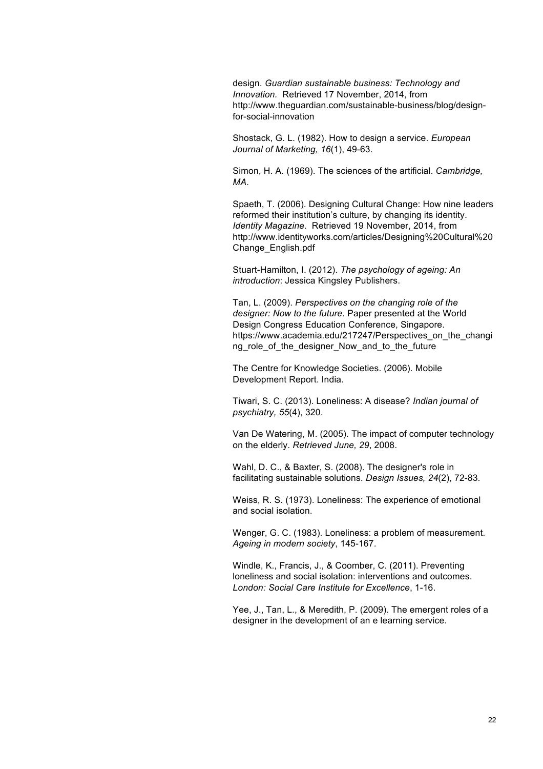design. *Guardian sustainable business: Technology and Innovation.* Retrieved 17 November, 2014, from http://www.theguardian.com/sustainable-business/blog/design-for-social-innovation

Shostack, G. L. (1982). How to design a service. *European Journal of Marketing, 16*(1), 49-63.

Simon, H. A. (1969). The sciences of the artificial. *Cambridge, MA*.

Spaeth, T. (2006). Designing Cultural Change: How nine leaders reformed their institution's culture, by changing its identity. *Identity Magazine.* Retrieved 19 November, 2014, from http://www.identityworks.com/articles/Designing%20Cultural%20Change_English.pdf

Stuart-Hamilton, I. (2012). *The psychology of ageing: An introduction*: Jessica Kingsley Publishers.

Tan, L. (2009). *Perspectives on the changing role of the designer: Now to the future*. Paper presented at the World Design Congress Education Conference, Singapore. https://www.academia.edu/217247/Perspectives_on_the_changing_role_of_the_designer_Now_and_to_the_future

The Centre for Knowledge Societies. (2006). Mobile Development Report. India.

Tiwari, S. C. (2013). Loneliness: A disease? *Indian journal of psychiatry, 55*(4), 320.

Van De Watering, M. (2005). The impact of computer technology on the elderly. *Retrieved June, 29*, 2008.

Wahl, D. C., & Baxter, S. (2008). The designer's role in facilitating sustainable solutions. *Design Issues, 24*(2), 72-83.

Weiss, R. S. (1973). Loneliness: The experience of emotional and social isolation.

Wenger, G. C. (1983). Loneliness: a problem of measurement. *Ageing in modern society*, 145-167.

Windle, K., Francis, J., & Coomber, C. (2011). Preventing loneliness and social isolation: interventions and outcomes. *London: Social Care Institute for Excellence*, 1-16.

Yee, J., Tan, L., & Meredith, P. (2009). The emergent roles of a designer in the development of an e learning service.